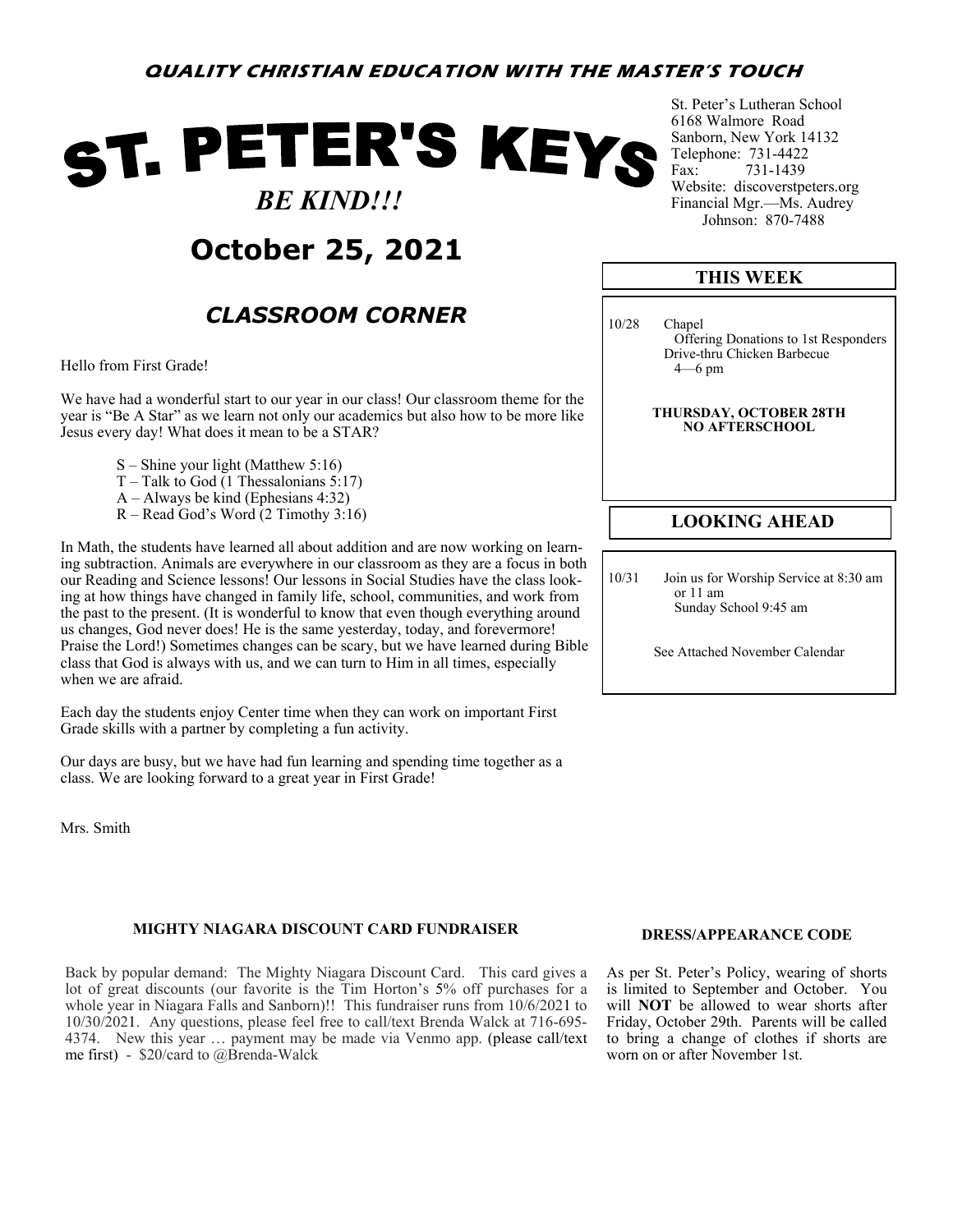**QUALITY CHRISTIAN EDUCATION WITH THE MASTER'S TOUCH**

# ST. PETER'S KEYS

***BE KIND!!!***

## October 25, 2021

St. Peter's Lutheran School
6168 Walmore Road
Sanborn, New York 14132
Telephone: 731-4422
Fax: 731-1439
Website: discoverstpeters.org
Financial Mgr.—Ms. Audrey Johnson: 870-7488

## *CLASSROOM CORNER*

Hello from First Grade!

We have had a wonderful start to our year in our class! Our classroom theme for the year is "Be A Star" as we learn not only our academics but also how to be more like Jesus every day! What does it mean to be a STAR?

- S – Shine your light (Matthew 5:16)
- T – Talk to God (1 Thessalonians 5:17)
- A – Always be kind (Ephesians 4:32)
- R – Read God's Word (2 Timothy 3:16)

In Math, the students have learned all about addition and are now working on learning subtraction. Animals are everywhere in our classroom as they are a focus in both our Reading and Science lessons! Our lessons in Social Studies have the class looking at how things have changed in family life, school, communities, and work from the past to the present. (It is wonderful to know that even though everything around us changes, God never does! He is the same yesterday, today, and forevermore! Praise the Lord!) Sometimes changes can be scary, but we have learned during Bible class that God is always with us, and we can turn to Him in all times, especially when we are afraid.

Each day the students enjoy Center time when they can work on important First Grade skills with a partner by completing a fun activity.

Our days are busy, but we have had fun learning and spending time together as a class. We are looking forward to a great year in First Grade!

Mrs. Smith

### THIS WEEK

10/28 Chapel
Offering Donations to 1st Responders
Drive-thru Chicken Barbecue
4—6 pm

**THURSDAY, OCTOBER 28TH**
**NO AFTERSCHOOL**

### LOOKING AHEAD

10/31 Join us for Worship Service at 8:30 am or 11 am
Sunday School 9:45 am

See Attached November Calendar

### MIGHTY NIAGARA DISCOUNT CARD FUNDRAISER

Back by popular demand: The Mighty Niagara Discount Card. This card gives a lot of great discounts (our favorite is the Tim Horton's 5% off purchases for a whole year in Niagara Falls and Sanborn)!! This fundraiser runs from 10/6/2021 to 10/30/2021. Any questions, please feel free to call/text Brenda Walck at 716-695-4374. New this year … payment may be made via Venmo app. (please call/text me first) - $20/card to @Brenda-Walck

### DRESS/APPEARANCE CODE

As per St. Peter's Policy, wearing of shorts is limited to September and October. You will **NOT** be allowed to wear shorts after Friday, October 29th. Parents will be called to bring a change of clothes if shorts are worn on or after November 1st.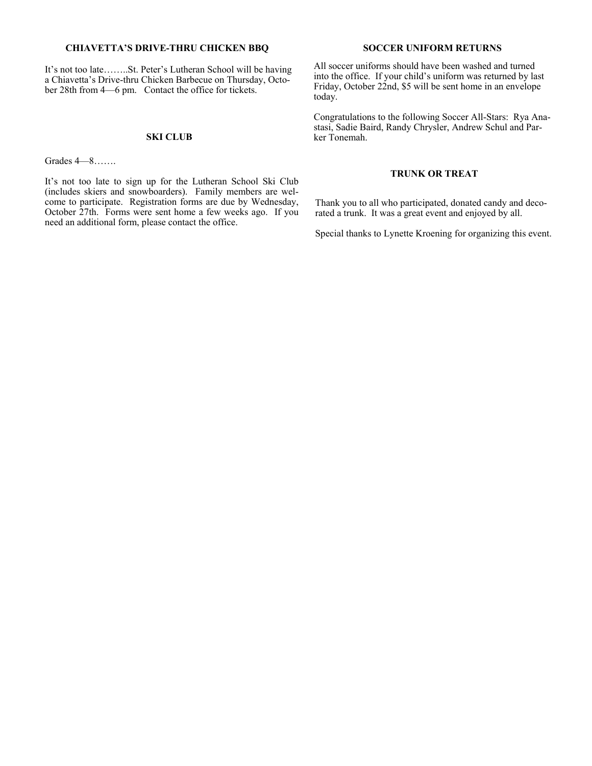### CHIAVETTA'S DRIVE-THRU CHICKEN BBQ

It's not too late……..St. Peter's Lutheran School will be having a Chiavetta's Drive-thru Chicken Barbecue on Thursday, October 28th from 4—6 pm. Contact the office for tickets.

### SKI CLUB

Grades 4—8…….

It's not too late to sign up for the Lutheran School Ski Club (includes skiers and snowboarders). Family members are welcome to participate. Registration forms are due by Wednesday, October 27th. Forms were sent home a few weeks ago. If you need an additional form, please contact the office.

### SOCCER UNIFORM RETURNS

All soccer uniforms should have been washed and turned into the office. If your child's uniform was returned by last Friday, October 22nd, $5 will be sent home in an envelope today.

Congratulations to the following Soccer All-Stars: Rya Anastasi, Sadie Baird, Randy Chrysler, Andrew Schul and Parker Tonemah.

### TRUNK OR TREAT

Thank you to all who participated, donated candy and decorated a trunk. It was a great event and enjoyed by all.

Special thanks to Lynette Kroening for organizing this event.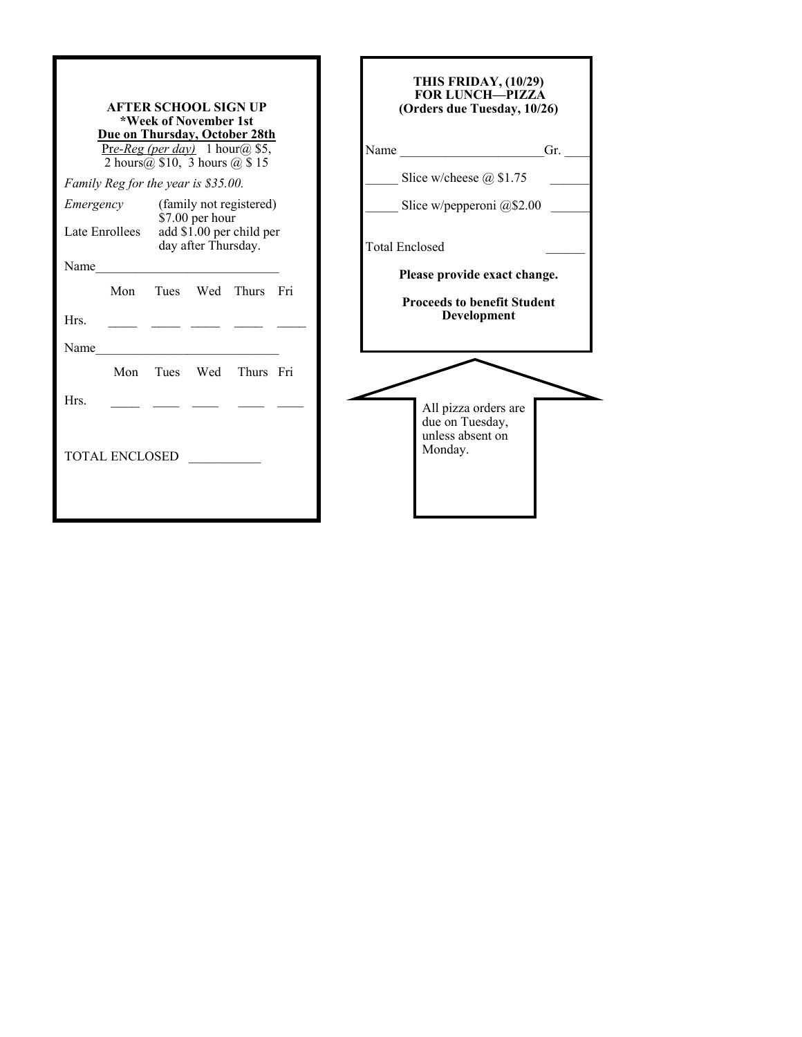**AFTER SCHOOL SIGN UP**
**\*Week of November 1st**
**Due on Thursday, October 28th**

Pr*e-Reg (per day)* 1 hour@ $5, 2 hours@ $10, 3 hours @ $ 15

*Family Reg for the year is $35.00.*

*Emergency* (family not registered) $7.00 per hour

Late Enrollees add $1.00 per child per day after Thursday.

Name____________________________

| | Mon | Tues | Wed | Thurs | Fri |
|---|---|---|---|---|---|
| Hrs. | ____ | ____ | ____ | ____ | ____ |

Name____________________________

| | Mon | Tues | Wed | Thurs | Fri |
|---|---|---|---|---|---|
| Hrs. | ____ | ____ | ____ | ____ | ____ |

TOTAL ENCLOSED ___________

**THIS FRIDAY, (10/29)**
**FOR LUNCH—PIZZA**
**(Orders due Tuesday, 10/26)**

Name ______________________Gr. ____

_____ Slice w/cheese @ $1.75 ______

_____ Slice w/pepperoni @$2.00 ______

Total Enclosed ______

**Please provide exact change.**

**Proceeds to benefit Student Development**

All pizza orders are due on Tuesday, unless absent on Monday.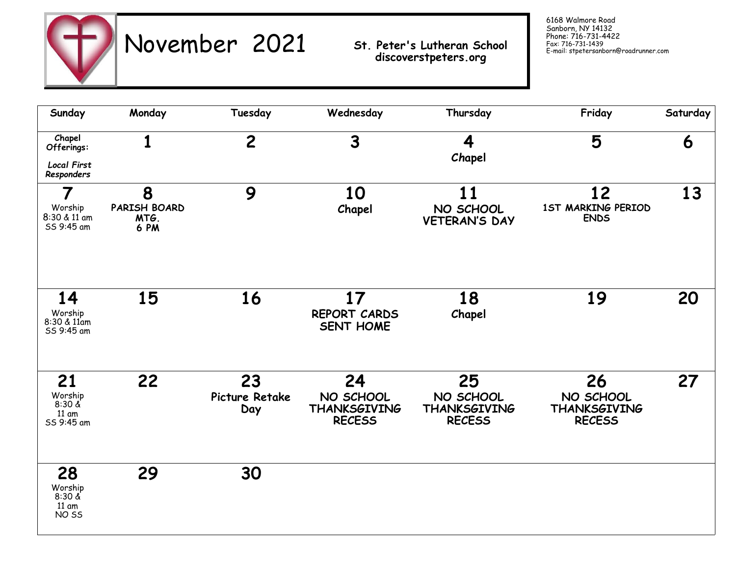# November 2021

**St. Peter's Lutheran School**
**discoverstpeters.org**

6168 Walmore Road
Sanborn, NY 14132
Phone: 716-731-4422
Fax: 716-731-1439
E-mail: stpetersanborn@roadrunner.com

| Sunday | Monday | Tuesday | Wednesday | Thursday | Friday | Saturday |
|---|---|---|---|---|---|---|
| Chapel Offerings: *Local First Responders* | **1** | **2** | **3** | **4** Chapel | **5** | **6** |
| **7** Worship 8:30 & 11 am SS 9:45 am | **8** PARISH BOARD MTG. 6 PM | **9** | **10** Chapel | **11** NO SCHOOL VETERAN'S DAY | **12** 1ST MARKING PERIOD ENDS | **13** |
| **14** Worship 8:30 & 11am SS 9:45 am | **15** | **16** | **17** REPORT CARDS SENT HOME | **18** Chapel | **19** | **20** |
| **21** Worship 8:30 & 11 am SS 9:45 am | **22** | **23** Picture Retake Day | **24** NO SCHOOL THANKSGIVING RECESS | **25** NO SCHOOL THANKSGIVING RECESS | **26** NO SCHOOL THANKSGIVING RECESS | **27** |
| **28** Worship 8:30 & 11 am NO SS | **29** | **30** | | | | |